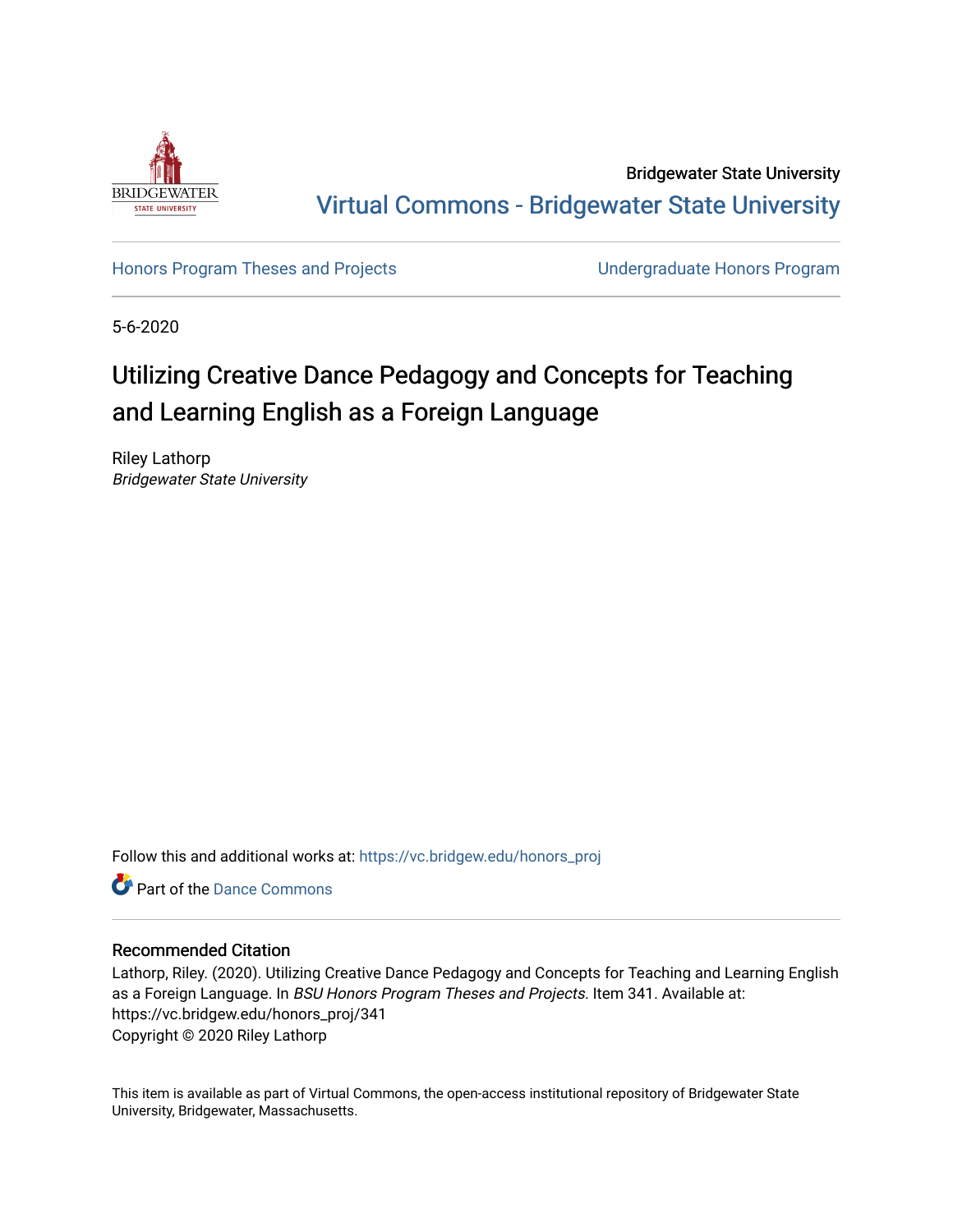Bridgewater State University

# Virtual Commons - Bridgewater State University

Honors Program Theses and Projects

Undergraduate Honors Program

5-6-2020

## Utilizing Creative Dance Pedagogy and Concepts for Teaching and Learning English as a Foreign Language

Riley Lathorp
*Bridgewater State University*

Follow this and additional works at: https://vc.bridgew.edu/honors_proj

Part of the Dance Commons

### Recommended Citation

Lathorp, Riley. (2020). Utilizing Creative Dance Pedagogy and Concepts for Teaching and Learning English as a Foreign Language. In *BSU Honors Program Theses and Projects*. Item 341. Available at: https://vc.bridgew.edu/honors_proj/341
Copyright © 2020 Riley Lathorp

This item is available as part of Virtual Commons, the open-access institutional repository of Bridgewater State University, Bridgewater, Massachusetts.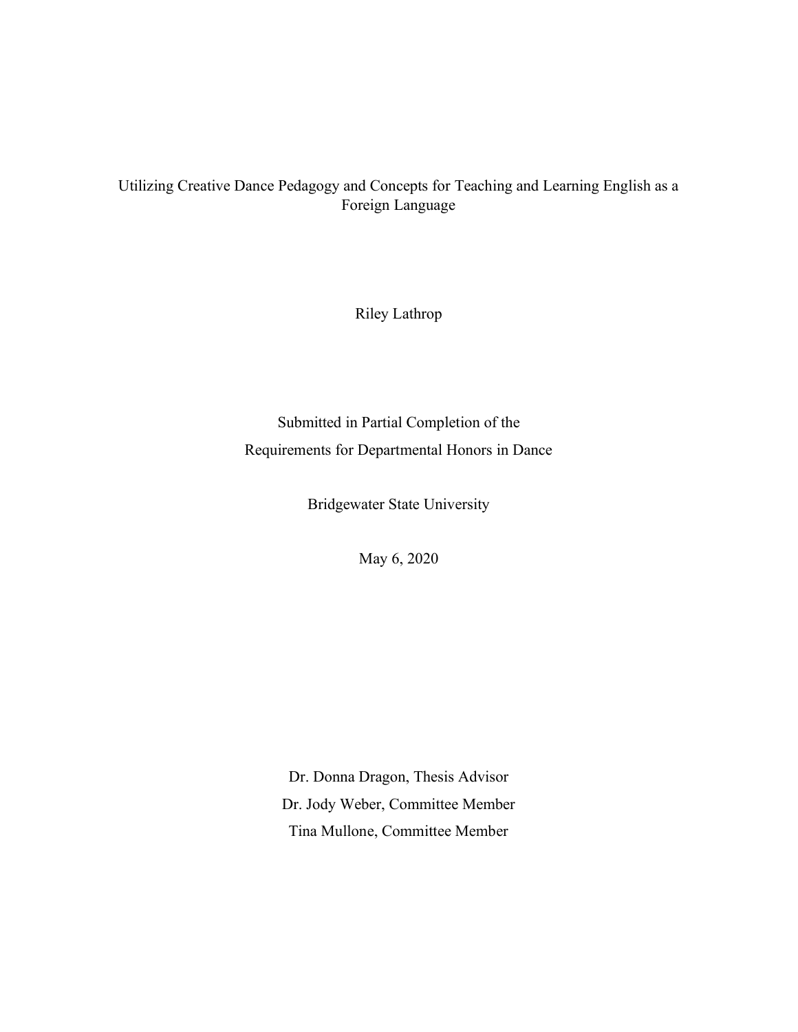# Utilizing Creative Dance Pedagogy and Concepts for Teaching and Learning English as a Foreign Language

Riley Lathrop

Submitted in Partial Completion of the
Requirements for Departmental Honors in Dance

Bridgewater State University

May 6, 2020

Dr. Donna Dragon, Thesis Advisor
Dr. Jody Weber, Committee Member
Tina Mullone, Committee Member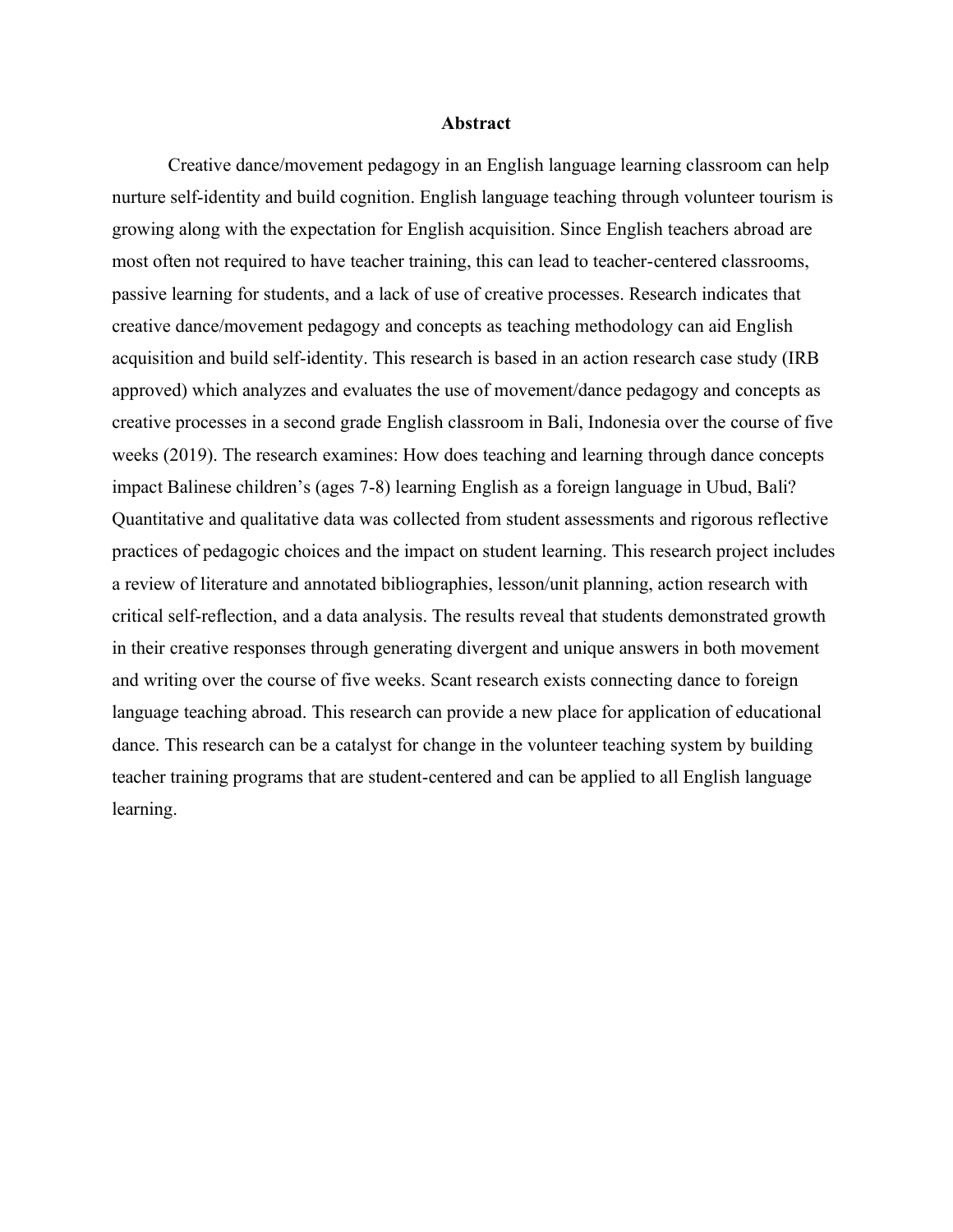# Abstract

Creative dance/movement pedagogy in an English language learning classroom can help nurture self-identity and build cognition. English language teaching through volunteer tourism is growing along with the expectation for English acquisition. Since English teachers abroad are most often not required to have teacher training, this can lead to teacher-centered classrooms, passive learning for students, and a lack of use of creative processes. Research indicates that creative dance/movement pedagogy and concepts as teaching methodology can aid English acquisition and build self-identity. This research is based in an action research case study (IRB approved) which analyzes and evaluates the use of movement/dance pedagogy and concepts as creative processes in a second grade English classroom in Bali, Indonesia over the course of five weeks (2019). The research examines: How does teaching and learning through dance concepts impact Balinese children's (ages 7-8) learning English as a foreign language in Ubud, Bali? Quantitative and qualitative data was collected from student assessments and rigorous reflective practices of pedagogic choices and the impact on student learning. This research project includes a review of literature and annotated bibliographies, lesson/unit planning, action research with critical self-reflection, and a data analysis. The results reveal that students demonstrated growth in their creative responses through generating divergent and unique answers in both movement and writing over the course of five weeks. Scant research exists connecting dance to foreign language teaching abroad. This research can provide a new place for application of educational dance. This research can be a catalyst for change in the volunteer teaching system by building teacher training programs that are student-centered and can be applied to all English language learning.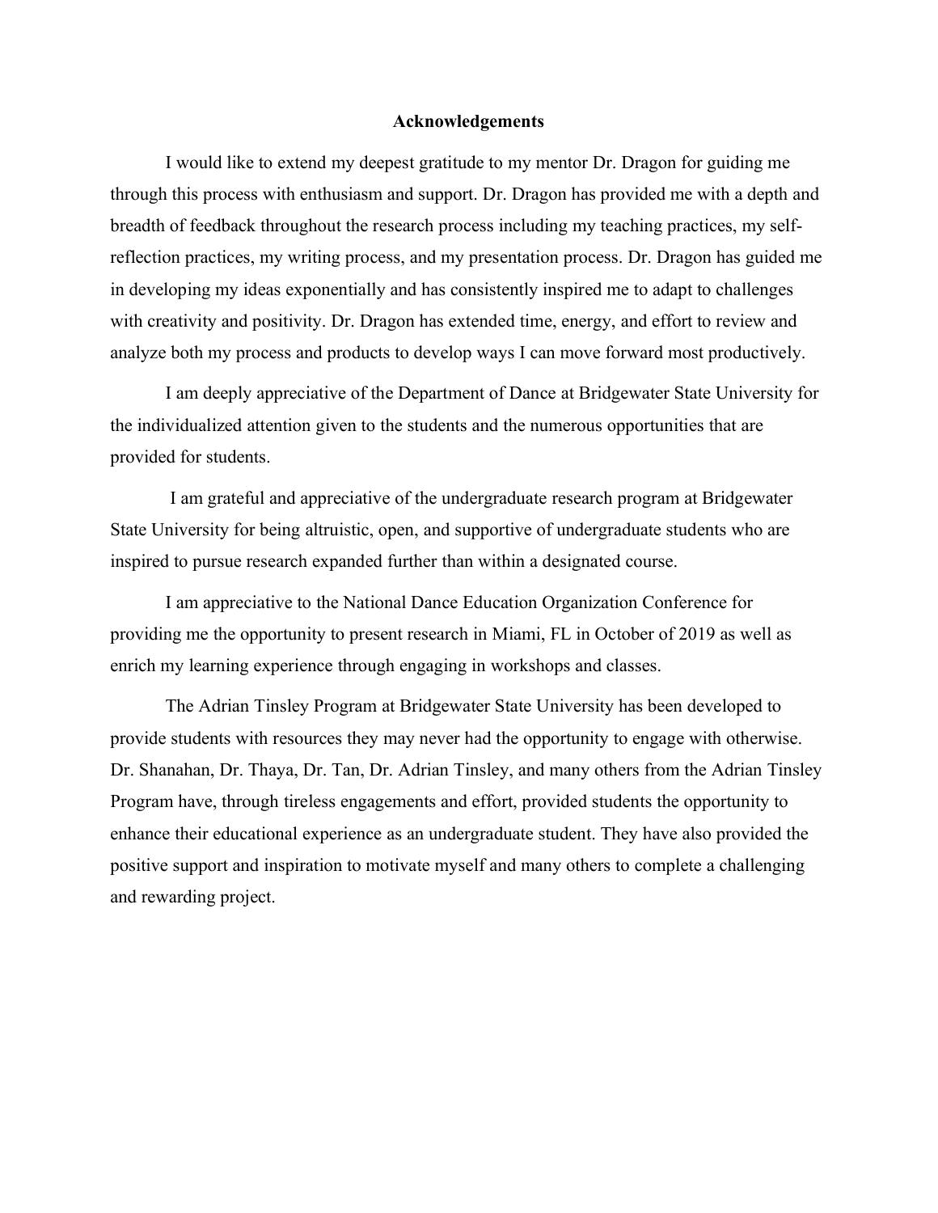## Acknowledgements

I would like to extend my deepest gratitude to my mentor Dr. Dragon for guiding me through this process with enthusiasm and support. Dr. Dragon has provided me with a depth and breadth of feedback throughout the research process including my teaching practices, my self-reflection practices, my writing process, and my presentation process. Dr. Dragon has guided me in developing my ideas exponentially and has consistently inspired me to adapt to challenges with creativity and positivity. Dr. Dragon has extended time, energy, and effort to review and analyze both my process and products to develop ways I can move forward most productively.

I am deeply appreciative of the Department of Dance at Bridgewater State University for the individualized attention given to the students and the numerous opportunities that are provided for students.

I am grateful and appreciative of the undergraduate research program at Bridgewater State University for being altruistic, open, and supportive of undergraduate students who are inspired to pursue research expanded further than within a designated course.

I am appreciative to the National Dance Education Organization Conference for providing me the opportunity to present research in Miami, FL in October of 2019 as well as enrich my learning experience through engaging in workshops and classes.

The Adrian Tinsley Program at Bridgewater State University has been developed to provide students with resources they may never had the opportunity to engage with otherwise. Dr. Shanahan, Dr. Thaya, Dr. Tan, Dr. Adrian Tinsley, and many others from the Adrian Tinsley Program have, through tireless engagements and effort, provided students the opportunity to enhance their educational experience as an undergraduate student. They have also provided the positive support and inspiration to motivate myself and many others to complete a challenging and rewarding project.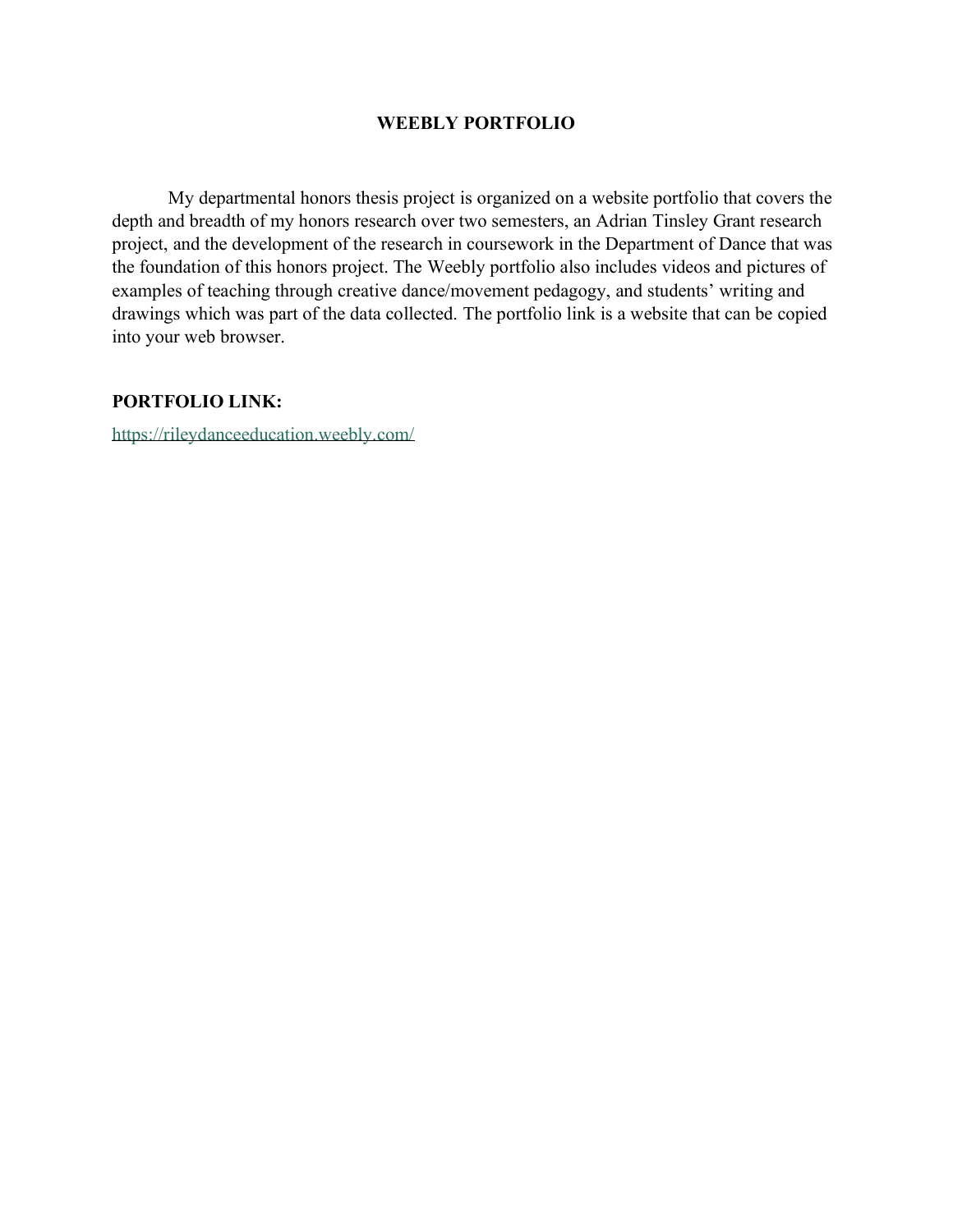## WEEBLY PORTFOLIO

My departmental honors thesis project is organized on a website portfolio that covers the depth and breadth of my honors research over two semesters, an Adrian Tinsley Grant research project, and the development of the research in coursework in the Department of Dance that was the foundation of this honors project. The Weebly portfolio also includes videos and pictures of examples of teaching through creative dance/movement pedagogy, and students' writing and drawings which was part of the data collected. The portfolio link is a website that can be copied into your web browser.

**PORTFOLIO LINK:**

https://rileydanceeducation.weebly.com/